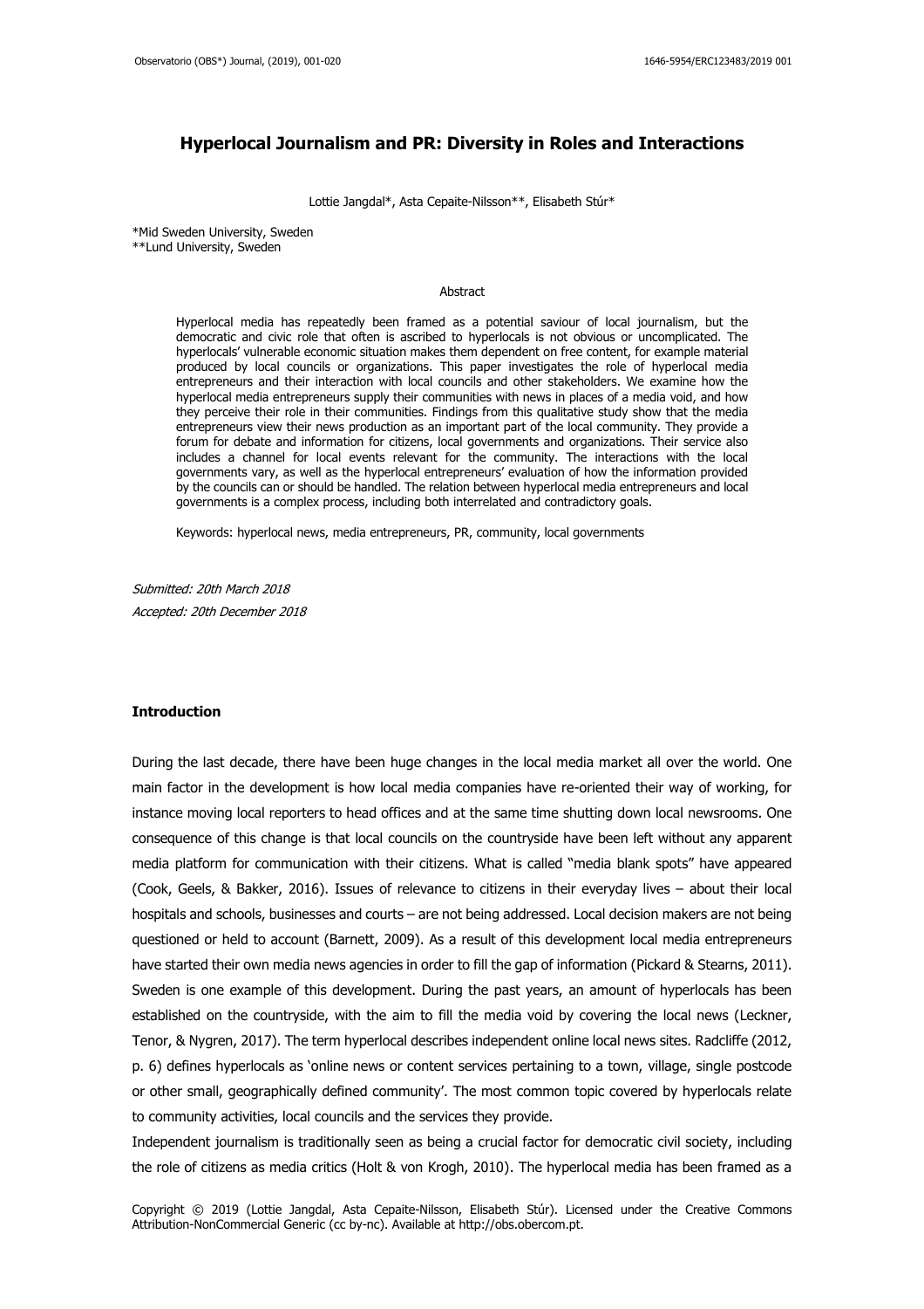# Hyperlocal Journalism and PR: Diversity in Roles and Interactions

Lottie Jangdal*, Asta Cepaite-Nilsson**, Elisabeth Stúr*

*Mid Sweden University, Sweden
**Lund University, Sweden

## Abstract

Hyperlocal media has repeatedly been framed as a potential saviour of local journalism, but the democratic and civic role that often is ascribed to hyperlocals is not obvious or uncomplicated. The hyperlocals' vulnerable economic situation makes them dependent on free content, for example material produced by local councils or organizations. This paper investigates the role of hyperlocal media entrepreneurs and their interaction with local councils and other stakeholders. We examine how the hyperlocal media entrepreneurs supply their communities with news in places of a media void, and how they perceive their role in their communities. Findings from this qualitative study show that the media entrepreneurs view their news production as an important part of the local community. They provide a forum for debate and information for citizens, local governments and organizations. Their service also includes a channel for local events relevant for the community. The interactions with the local governments vary, as well as the hyperlocal entrepreneurs' evaluation of how the information provided by the councils can or should be handled. The relation between hyperlocal media entrepreneurs and local governments is a complex process, including both interrelated and contradictory goals.

Keywords: hyperlocal news, media entrepreneurs, PR, community, local governments

*Submitted: 20th March 2018*
*Accepted: 20th December 2018*

## Introduction

During the last decade, there have been huge changes in the local media market all over the world. One main factor in the development is how local media companies have re-oriented their way of working, for instance moving local reporters to head offices and at the same time shutting down local newsrooms. One consequence of this change is that local councils on the countryside have been left without any apparent media platform for communication with their citizens. What is called "media blank spots" have appeared (Cook, Geels, & Bakker, 2016). Issues of relevance to citizens in their everyday lives – about their local hospitals and schools, businesses and courts – are not being addressed. Local decision makers are not being questioned or held to account (Barnett, 2009). As a result of this development local media entrepreneurs have started their own media news agencies in order to fill the gap of information (Pickard & Stearns, 2011). Sweden is one example of this development. During the past years, an amount of hyperlocals has been established on the countryside, with the aim to fill the media void by covering the local news (Leckner, Tenor, & Nygren, 2017). The term hyperlocal describes independent online local news sites. Radcliffe (2012, p. 6) defines hyperlocals as 'online news or content services pertaining to a town, village, single postcode or other small, geographically defined community'. The most common topic covered by hyperlocals relate to community activities, local councils and the services they provide.

Independent journalism is traditionally seen as being a crucial factor for democratic civil society, including the role of citizens as media critics (Holt & von Krogh, 2010). The hyperlocal media has been framed as a

Copyright © 2019 (Lottie Jangdal, Asta Cepaite-Nilsson, Elisabeth Stúr). Licensed under the Creative Commons Attribution-NonCommercial Generic (cc by-nc). Available at http://obs.obercom.pt.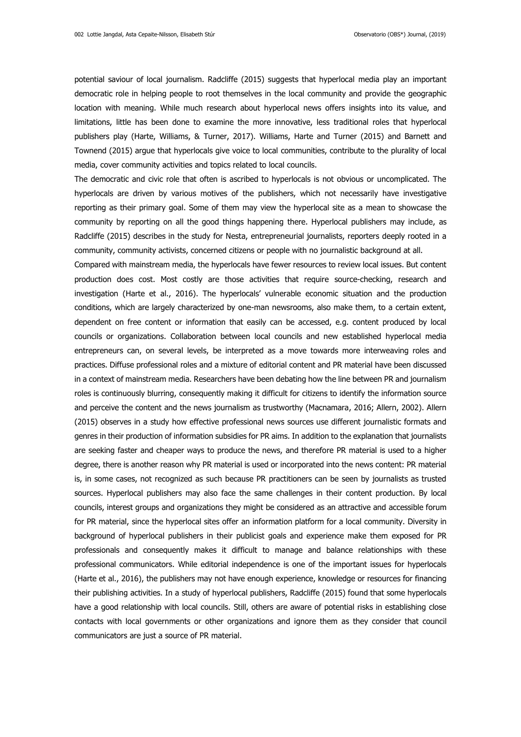potential saviour of local journalism. Radcliffe (2015) suggests that hyperlocal media play an important democratic role in helping people to root themselves in the local community and provide the geographic location with meaning. While much research about hyperlocal news offers insights into its value, and limitations, little has been done to examine the more innovative, less traditional roles that hyperlocal publishers play (Harte, Williams, & Turner, 2017). Williams, Harte and Turner (2015) and Barnett and Townend (2015) argue that hyperlocals give voice to local communities, contribute to the plurality of local media, cover community activities and topics related to local councils.

The democratic and civic role that often is ascribed to hyperlocals is not obvious or uncomplicated. The hyperlocals are driven by various motives of the publishers, which not necessarily have investigative reporting as their primary goal. Some of them may view the hyperlocal site as a mean to showcase the community by reporting on all the good things happening there. Hyperlocal publishers may include, as Radcliffe (2015) describes in the study for Nesta, entrepreneurial journalists, reporters deeply rooted in a community, community activists, concerned citizens or people with no journalistic background at all.

Compared with mainstream media, the hyperlocals have fewer resources to review local issues. But content production does cost. Most costly are those activities that require source-checking, research and investigation (Harte et al., 2016). The hyperlocals' vulnerable economic situation and the production conditions, which are largely characterized by one-man newsrooms, also make them, to a certain extent, dependent on free content or information that easily can be accessed, e.g. content produced by local councils or organizations. Collaboration between local councils and new established hyperlocal media entrepreneurs can, on several levels, be interpreted as a move towards more interweaving roles and practices. Diffuse professional roles and a mixture of editorial content and PR material have been discussed in a context of mainstream media. Researchers have been debating how the line between PR and journalism roles is continuously blurring, consequently making it difficult for citizens to identify the information source and perceive the content and the news journalism as trustworthy (Macnamara, 2016; Allern, 2002). Allern (2015) observes in a study how effective professional news sources use different journalistic formats and genres in their production of information subsidies for PR aims. In addition to the explanation that journalists are seeking faster and cheaper ways to produce the news, and therefore PR material is used to a higher degree, there is another reason why PR material is used or incorporated into the news content: PR material is, in some cases, not recognized as such because PR practitioners can be seen by journalists as trusted sources. Hyperlocal publishers may also face the same challenges in their content production. By local councils, interest groups and organizations they might be considered as an attractive and accessible forum for PR material, since the hyperlocal sites offer an information platform for a local community. Diversity in background of hyperlocal publishers in their publicist goals and experience make them exposed for PR professionals and consequently makes it difficult to manage and balance relationships with these professional communicators. While editorial independence is one of the important issues for hyperlocals (Harte et al., 2016), the publishers may not have enough experience, knowledge or resources for financing their publishing activities. In a study of hyperlocal publishers, Radcliffe (2015) found that some hyperlocals have a good relationship with local councils. Still, others are aware of potential risks in establishing close contacts with local governments or other organizations and ignore them as they consider that council communicators are just a source of PR material.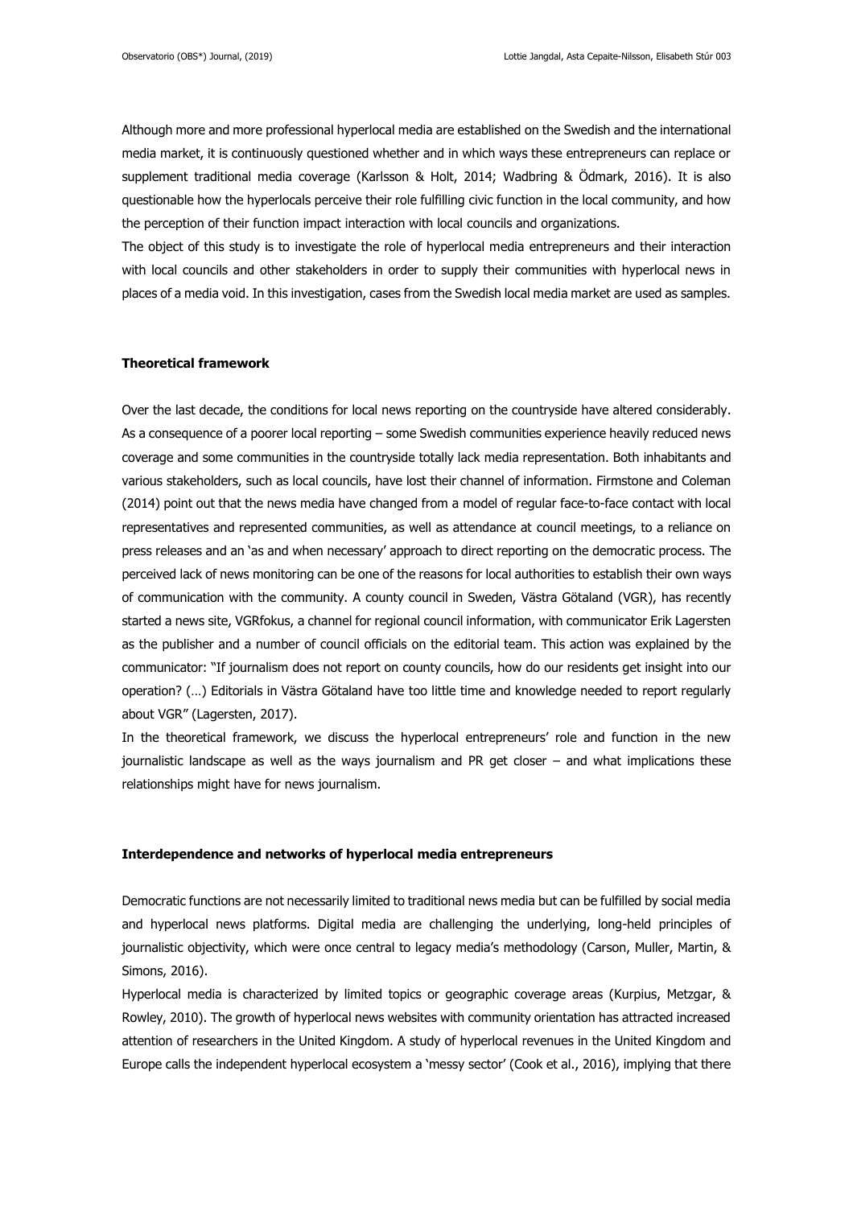Although more and more professional hyperlocal media are established on the Swedish and the international media market, it is continuously questioned whether and in which ways these entrepreneurs can replace or supplement traditional media coverage (Karlsson & Holt, 2014; Wadbring & Ödmark, 2016). It is also questionable how the hyperlocals perceive their role fulfilling civic function in the local community, and how the perception of their function impact interaction with local councils and organizations.

The object of this study is to investigate the role of hyperlocal media entrepreneurs and their interaction with local councils and other stakeholders in order to supply their communities with hyperlocal news in places of a media void. In this investigation, cases from the Swedish local media market are used as samples.

## Theoretical framework

Over the last decade, the conditions for local news reporting on the countryside have altered considerably. As a consequence of a poorer local reporting – some Swedish communities experience heavily reduced news coverage and some communities in the countryside totally lack media representation. Both inhabitants and various stakeholders, such as local councils, have lost their channel of information. Firmstone and Coleman (2014) point out that the news media have changed from a model of regular face-to-face contact with local representatives and represented communities, as well as attendance at council meetings, to a reliance on press releases and an 'as and when necessary' approach to direct reporting on the democratic process. The perceived lack of news monitoring can be one of the reasons for local authorities to establish their own ways of communication with the community. A county council in Sweden, Västra Götaland (VGR), has recently started a news site, VGRfokus, a channel for regional council information, with communicator Erik Lagersten as the publisher and a number of council officials on the editorial team. This action was explained by the communicator: "If journalism does not report on county councils, how do our residents get insight into our operation? (…) Editorials in Västra Götaland have too little time and knowledge needed to report regularly about VGR" (Lagersten, 2017).

In the theoretical framework, we discuss the hyperlocal entrepreneurs' role and function in the new journalistic landscape as well as the ways journalism and PR get closer – and what implications these relationships might have for news journalism.

## Interdependence and networks of hyperlocal media entrepreneurs

Democratic functions are not necessarily limited to traditional news media but can be fulfilled by social media and hyperlocal news platforms. Digital media are challenging the underlying, long-held principles of journalistic objectivity, which were once central to legacy media's methodology (Carson, Muller, Martin, & Simons, 2016).

Hyperlocal media is characterized by limited topics or geographic coverage areas (Kurpius, Metzgar, & Rowley, 2010). The growth of hyperlocal news websites with community orientation has attracted increased attention of researchers in the United Kingdom. A study of hyperlocal revenues in the United Kingdom and Europe calls the independent hyperlocal ecosystem a 'messy sector' (Cook et al., 2016), implying that there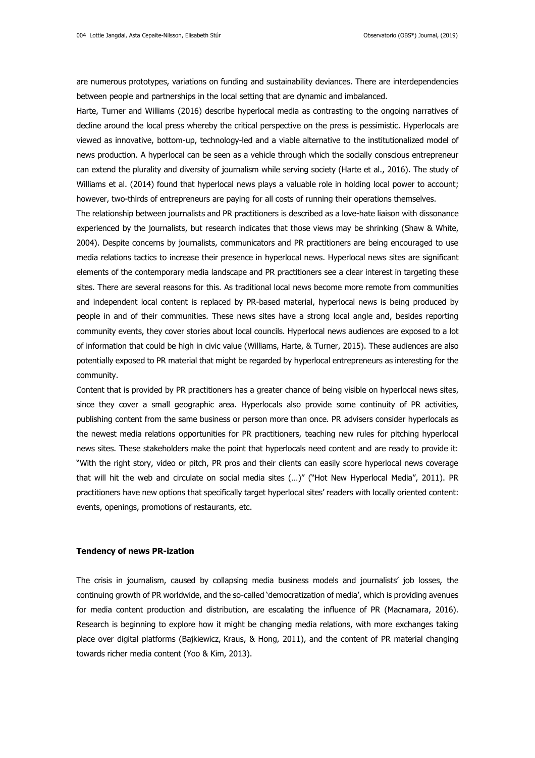are numerous prototypes, variations on funding and sustainability deviances. There are interdependencies between people and partnerships in the local setting that are dynamic and imbalanced.

Harte, Turner and Williams (2016) describe hyperlocal media as contrasting to the ongoing narratives of decline around the local press whereby the critical perspective on the press is pessimistic. Hyperlocals are viewed as innovative, bottom-up, technology-led and a viable alternative to the institutionalized model of news production. A hyperlocal can be seen as a vehicle through which the socially conscious entrepreneur can extend the plurality and diversity of journalism while serving society (Harte et al., 2016). The study of Williams et al. (2014) found that hyperlocal news plays a valuable role in holding local power to account; however, two-thirds of entrepreneurs are paying for all costs of running their operations themselves.

The relationship between journalists and PR practitioners is described as a love-hate liaison with dissonance experienced by the journalists, but research indicates that those views may be shrinking (Shaw & White, 2004). Despite concerns by journalists, communicators and PR practitioners are being encouraged to use media relations tactics to increase their presence in hyperlocal news. Hyperlocal news sites are significant elements of the contemporary media landscape and PR practitioners see a clear interest in targeting these sites. There are several reasons for this. As traditional local news become more remote from communities and independent local content is replaced by PR-based material, hyperlocal news is being produced by people in and of their communities. These news sites have a strong local angle and, besides reporting community events, they cover stories about local councils. Hyperlocal news audiences are exposed to a lot of information that could be high in civic value (Williams, Harte, & Turner, 2015). These audiences are also potentially exposed to PR material that might be regarded by hyperlocal entrepreneurs as interesting for the community.

Content that is provided by PR practitioners has a greater chance of being visible on hyperlocal news sites, since they cover a small geographic area. Hyperlocals also provide some continuity of PR activities, publishing content from the same business or person more than once. PR advisers consider hyperlocals as the newest media relations opportunities for PR practitioners, teaching new rules for pitching hyperlocal news sites. These stakeholders make the point that hyperlocals need content and are ready to provide it: "With the right story, video or pitch, PR pros and their clients can easily score hyperlocal news coverage that will hit the web and circulate on social media sites (…)" ("Hot New Hyperlocal Media", 2011). PR practitioners have new options that specifically target hyperlocal sites' readers with locally oriented content: events, openings, promotions of restaurants, etc.

**Tendency of news PR-ization**

The crisis in journalism, caused by collapsing media business models and journalists' job losses, the continuing growth of PR worldwide, and the so-called 'democratization of media', which is providing avenues for media content production and distribution, are escalating the influence of PR (Macnamara, 2016). Research is beginning to explore how it might be changing media relations, with more exchanges taking place over digital platforms (Bajkiewicz, Kraus, & Hong, 2011), and the content of PR material changing towards richer media content (Yoo & Kim, 2013).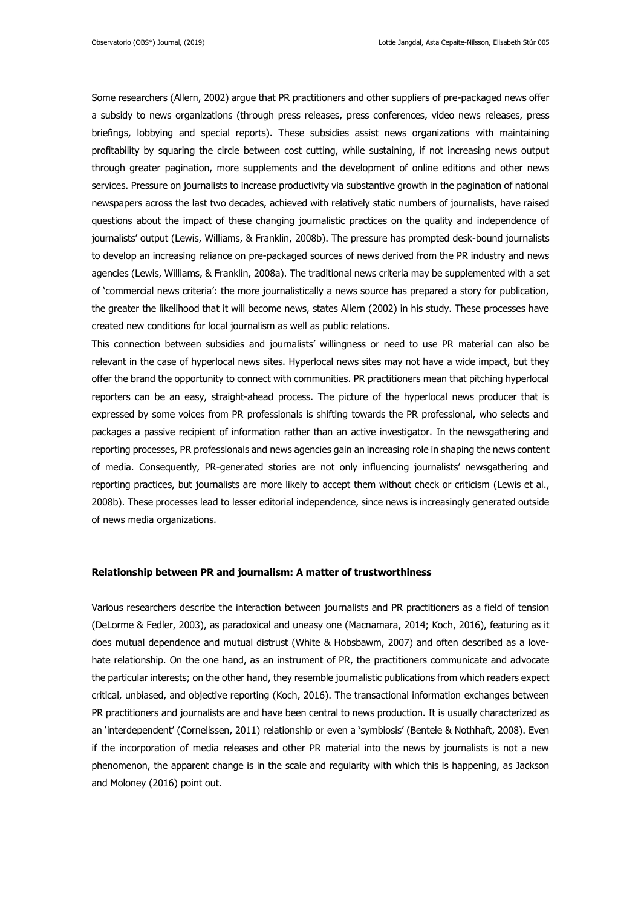Some researchers (Allern, 2002) argue that PR practitioners and other suppliers of pre-packaged news offer a subsidy to news organizations (through press releases, press conferences, video news releases, press briefings, lobbying and special reports). These subsidies assist news organizations with maintaining profitability by squaring the circle between cost cutting, while sustaining, if not increasing news output through greater pagination, more supplements and the development of online editions and other news services. Pressure on journalists to increase productivity via substantive growth in the pagination of national newspapers across the last two decades, achieved with relatively static numbers of journalists, have raised questions about the impact of these changing journalistic practices on the quality and independence of journalists' output (Lewis, Williams, & Franklin, 2008b). The pressure has prompted desk-bound journalists to develop an increasing reliance on pre-packaged sources of news derived from the PR industry and news agencies (Lewis, Williams, & Franklin, 2008a). The traditional news criteria may be supplemented with a set of 'commercial news criteria': the more journalistically a news source has prepared a story for publication, the greater the likelihood that it will become news, states Allern (2002) in his study. These processes have created new conditions for local journalism as well as public relations.

This connection between subsidies and journalists' willingness or need to use PR material can also be relevant in the case of hyperlocal news sites. Hyperlocal news sites may not have a wide impact, but they offer the brand the opportunity to connect with communities. PR practitioners mean that pitching hyperlocal reporters can be an easy, straight-ahead process. The picture of the hyperlocal news producer that is expressed by some voices from PR professionals is shifting towards the PR professional, who selects and packages a passive recipient of information rather than an active investigator. In the newsgathering and reporting processes, PR professionals and news agencies gain an increasing role in shaping the news content of media. Consequently, PR-generated stories are not only influencing journalists' newsgathering and reporting practices, but journalists are more likely to accept them without check or criticism (Lewis et al., 2008b). These processes lead to lesser editorial independence, since news is increasingly generated outside of news media organizations.

## Relationship between PR and journalism: A matter of trustworthiness

Various researchers describe the interaction between journalists and PR practitioners as a field of tension (DeLorme & Fedler, 2003), as paradoxical and uneasy one (Macnamara, 2014; Koch, 2016), featuring as it does mutual dependence and mutual distrust (White & Hobsbawm, 2007) and often described as a love-hate relationship. On the one hand, as an instrument of PR, the practitioners communicate and advocate the particular interests; on the other hand, they resemble journalistic publications from which readers expect critical, unbiased, and objective reporting (Koch, 2016). The transactional information exchanges between PR practitioners and journalists are and have been central to news production. It is usually characterized as an 'interdependent' (Cornelissen, 2011) relationship or even a 'symbiosis' (Bentele & Nothhaft, 2008). Even if the incorporation of media releases and other PR material into the news by journalists is not a new phenomenon, the apparent change is in the scale and regularity with which this is happening, as Jackson and Moloney (2016) point out.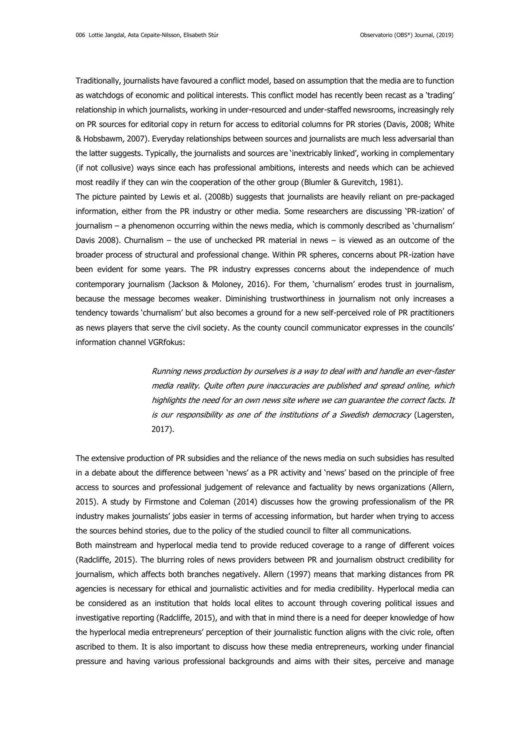Traditionally, journalists have favoured a conflict model, based on assumption that the media are to function as watchdogs of economic and political interests. This conflict model has recently been recast as a 'trading' relationship in which journalists, working in under-resourced and under-staffed newsrooms, increasingly rely on PR sources for editorial copy in return for access to editorial columns for PR stories (Davis, 2008; White & Hobsbawm, 2007). Everyday relationships between sources and journalists are much less adversarial than the latter suggests. Typically, the journalists and sources are 'inextricably linked', working in complementary (if not collusive) ways since each has professional ambitions, interests and needs which can be achieved most readily if they can win the cooperation of the other group (Blumler & Gurevitch, 1981).

The picture painted by Lewis et al. (2008b) suggests that journalists are heavily reliant on pre-packaged information, either from the PR industry or other media. Some researchers are discussing 'PR-ization' of journalism – a phenomenon occurring within the news media, which is commonly described as 'churnalism' Davis 2008). Churnalism – the use of unchecked PR material in news – is viewed as an outcome of the broader process of structural and professional change. Within PR spheres, concerns about PR-ization have been evident for some years. The PR industry expresses concerns about the independence of much contemporary journalism (Jackson & Moloney, 2016). For them, 'churnalism' erodes trust in journalism, because the message becomes weaker. Diminishing trustworthiness in journalism not only increases a tendency towards 'churnalism' but also becomes a ground for a new self-perceived role of PR practitioners as news players that serve the civil society. As the county council communicator expresses in the councils' information channel VGRfokus:

> *Running news production by ourselves is a way to deal with and handle an ever-faster media reality. Quite often pure inaccuracies are published and spread online, which highlights the need for an own news site where we can guarantee the correct facts. It is our responsibility as one of the institutions of a Swedish democracy* (Lagersten, 2017).

The extensive production of PR subsidies and the reliance of the news media on such subsidies has resulted in a debate about the difference between 'news' as a PR activity and 'news' based on the principle of free access to sources and professional judgement of relevance and factuality by news organizations (Allern, 2015). A study by Firmstone and Coleman (2014) discusses how the growing professionalism of the PR industry makes journalists' jobs easier in terms of accessing information, but harder when trying to access the sources behind stories, due to the policy of the studied council to filter all communications.

Both mainstream and hyperlocal media tend to provide reduced coverage to a range of different voices (Radcliffe, 2015). The blurring roles of news providers between PR and journalism obstruct credibility for journalism, which affects both branches negatively. Allern (1997) means that marking distances from PR agencies is necessary for ethical and journalistic activities and for media credibility. Hyperlocal media can be considered as an institution that holds local elites to account through covering political issues and investigative reporting (Radcliffe, 2015), and with that in mind there is a need for deeper knowledge of how the hyperlocal media entrepreneurs' perception of their journalistic function aligns with the civic role, often ascribed to them. It is also important to discuss how these media entrepreneurs, working under financial pressure and having various professional backgrounds and aims with their sites, perceive and manage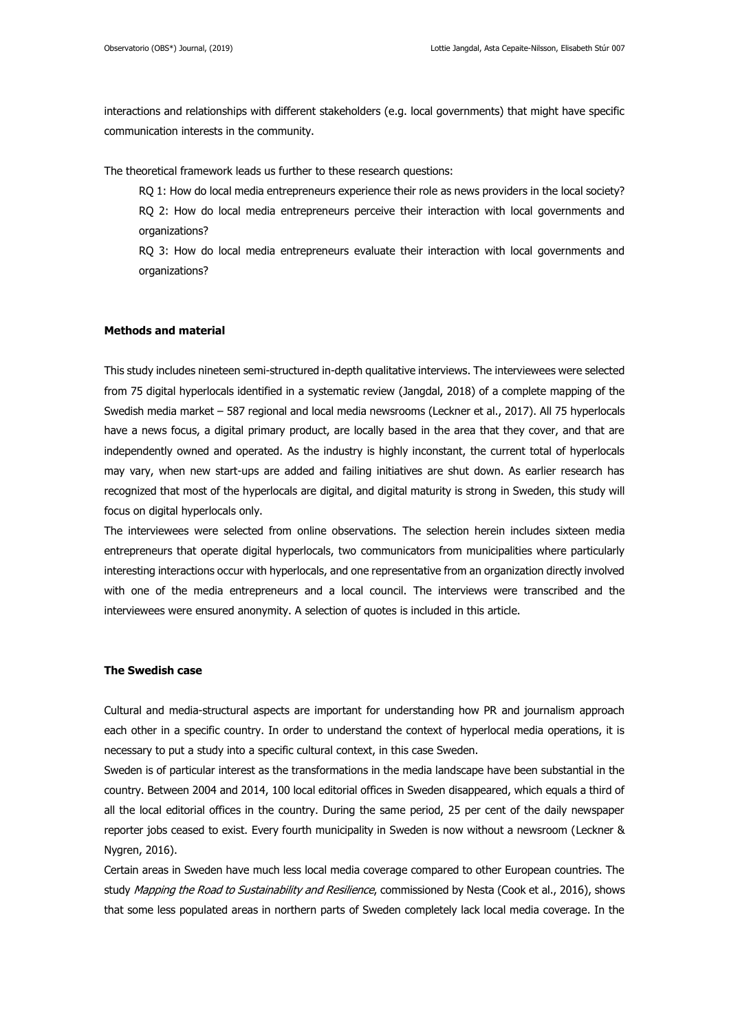interactions and relationships with different stakeholders (e.g. local governments) that might have specific communication interests in the community.

The theoretical framework leads us further to these research questions:

RQ 1: How do local media entrepreneurs experience their role as news providers in the local society?

RQ 2: How do local media entrepreneurs perceive their interaction with local governments and organizations?

RQ 3: How do local media entrepreneurs evaluate their interaction with local governments and organizations?

## Methods and material

This study includes nineteen semi-structured in-depth qualitative interviews. The interviewees were selected from 75 digital hyperlocals identified in a systematic review (Jangdal, 2018) of a complete mapping of the Swedish media market – 587 regional and local media newsrooms (Leckner et al., 2017). All 75 hyperlocals have a news focus, a digital primary product, are locally based in the area that they cover, and that are independently owned and operated. As the industry is highly inconstant, the current total of hyperlocals may vary, when new start-ups are added and failing initiatives are shut down. As earlier research has recognized that most of the hyperlocals are digital, and digital maturity is strong in Sweden, this study will focus on digital hyperlocals only.

The interviewees were selected from online observations. The selection herein includes sixteen media entrepreneurs that operate digital hyperlocals, two communicators from municipalities where particularly interesting interactions occur with hyperlocals, and one representative from an organization directly involved with one of the media entrepreneurs and a local council. The interviews were transcribed and the interviewees were ensured anonymity. A selection of quotes is included in this article.

## The Swedish case

Cultural and media-structural aspects are important for understanding how PR and journalism approach each other in a specific country. In order to understand the context of hyperlocal media operations, it is necessary to put a study into a specific cultural context, in this case Sweden.

Sweden is of particular interest as the transformations in the media landscape have been substantial in the country. Between 2004 and 2014, 100 local editorial offices in Sweden disappeared, which equals a third of all the local editorial offices in the country. During the same period, 25 per cent of the daily newspaper reporter jobs ceased to exist. Every fourth municipality in Sweden is now without a newsroom (Leckner & Nygren, 2016).

Certain areas in Sweden have much less local media coverage compared to other European countries. The study *Mapping the Road to Sustainability and Resilience*, commissioned by Nesta (Cook et al., 2016), shows that some less populated areas in northern parts of Sweden completely lack local media coverage. In the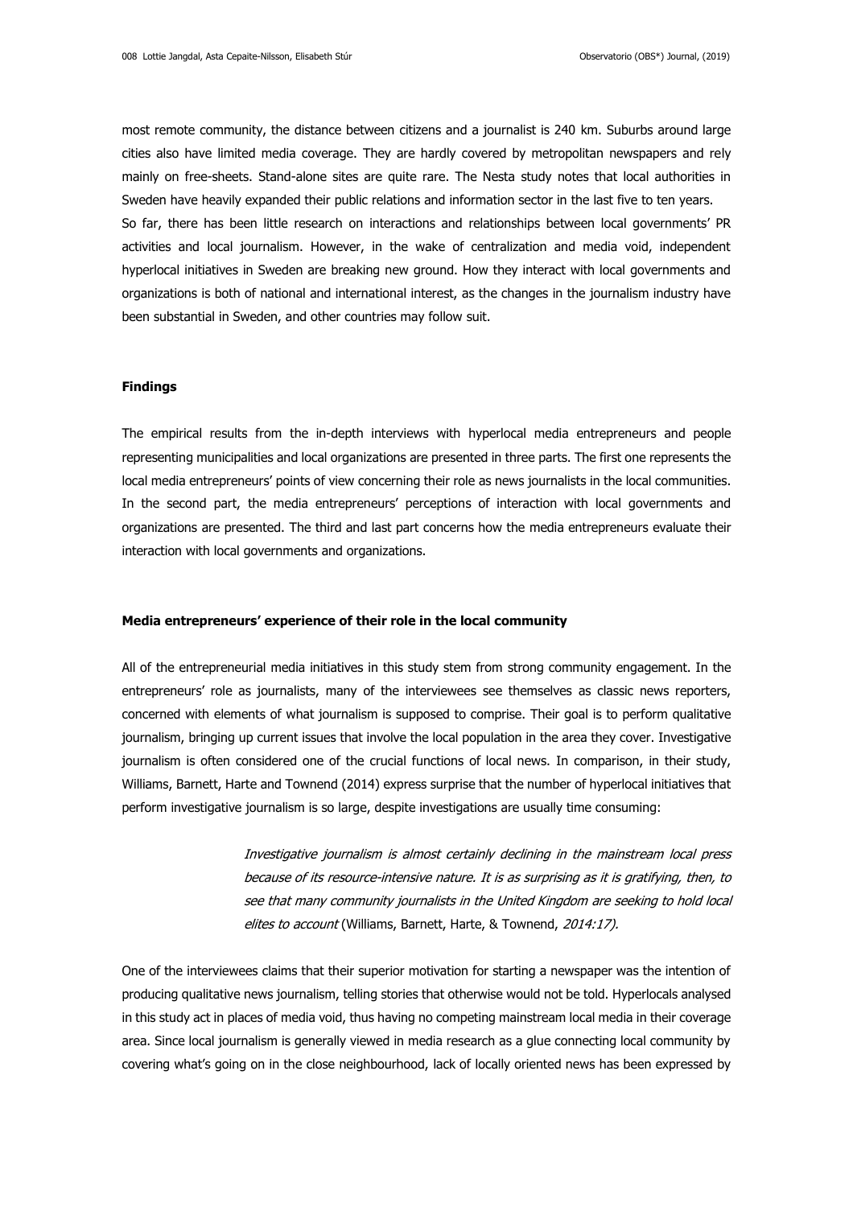most remote community, the distance between citizens and a journalist is 240 km. Suburbs around large cities also have limited media coverage. They are hardly covered by metropolitan newspapers and rely mainly on free-sheets. Stand-alone sites are quite rare. The Nesta study notes that local authorities in Sweden have heavily expanded their public relations and information sector in the last five to ten years.
So far, there has been little research on interactions and relationships between local governments' PR activities and local journalism. However, in the wake of centralization and media void, independent hyperlocal initiatives in Sweden are breaking new ground. How they interact with local governments and organizations is both of national and international interest, as the changes in the journalism industry have been substantial in Sweden, and other countries may follow suit.

## Findings

The empirical results from the in-depth interviews with hyperlocal media entrepreneurs and people representing municipalities and local organizations are presented in three parts. The first one represents the local media entrepreneurs' points of view concerning their role as news journalists in the local communities. In the second part, the media entrepreneurs' perceptions of interaction with local governments and organizations are presented. The third and last part concerns how the media entrepreneurs evaluate their interaction with local governments and organizations.

### Media entrepreneurs' experience of their role in the local community

All of the entrepreneurial media initiatives in this study stem from strong community engagement. In the entrepreneurs' role as journalists, many of the interviewees see themselves as classic news reporters, concerned with elements of what journalism is supposed to comprise. Their goal is to perform qualitative journalism, bringing up current issues that involve the local population in the area they cover. Investigative journalism is often considered one of the crucial functions of local news. In comparison, in their study, Williams, Barnett, Harte and Townend (2014) express surprise that the number of hyperlocal initiatives that perform investigative journalism is so large, despite investigations are usually time consuming:

> *Investigative journalism is almost certainly declining in the mainstream local press because of its resource-intensive nature. It is as surprising as it is gratifying, then, to see that many community journalists in the United Kingdom are seeking to hold local elites to account* (Williams, Barnett, Harte, & Townend, *2014:17).*

One of the interviewees claims that their superior motivation for starting a newspaper was the intention of producing qualitative news journalism, telling stories that otherwise would not be told. Hyperlocals analysed in this study act in places of media void, thus having no competing mainstream local media in their coverage area. Since local journalism is generally viewed in media research as a glue connecting local community by covering what's going on in the close neighbourhood, lack of locally oriented news has been expressed by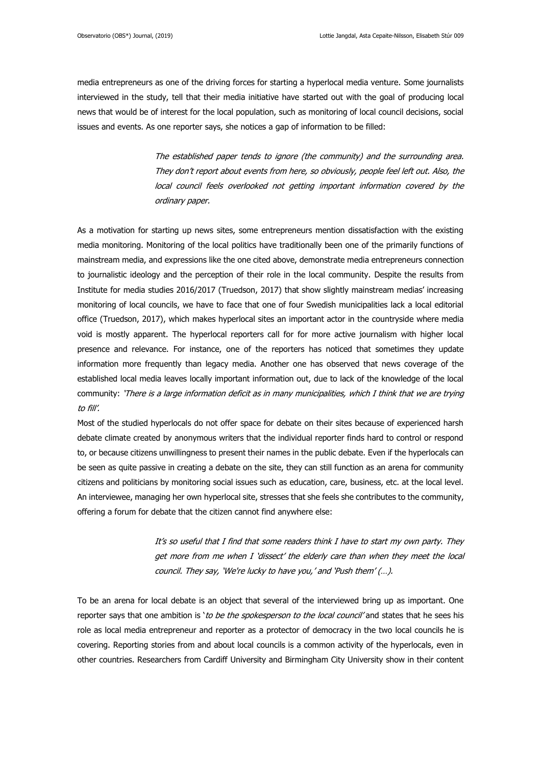media entrepreneurs as one of the driving forces for starting a hyperlocal media venture. Some journalists interviewed in the study, tell that their media initiative have started out with the goal of producing local news that would be of interest for the local population, such as monitoring of local council decisions, social issues and events. As one reporter says, she notices a gap of information to be filled:

> *The established paper tends to ignore (the community) and the surrounding area. They don't report about events from here, so obviously, people feel left out. Also, the local council feels overlooked not getting important information covered by the ordinary paper.*

As a motivation for starting up news sites, some entrepreneurs mention dissatisfaction with the existing media monitoring. Monitoring of the local politics have traditionally been one of the primarily functions of mainstream media, and expressions like the one cited above, demonstrate media entrepreneurs connection to journalistic ideology and the perception of their role in the local community. Despite the results from Institute for media studies 2016/2017 (Truedson, 2017) that show slightly mainstream medias' increasing monitoring of local councils, we have to face that one of four Swedish municipalities lack a local editorial office (Truedson, 2017), which makes hyperlocal sites an important actor in the countryside where media void is mostly apparent. The hyperlocal reporters call for for more active journalism with higher local presence and relevance. For instance, one of the reporters has noticed that sometimes they update information more frequently than legacy media. Another one has observed that news coverage of the established local media leaves locally important information out, due to lack of the knowledge of the local community: *'There is a large information deficit as in many municipalities, which I think that we are trying to fill'.*

Most of the studied hyperlocals do not offer space for debate on their sites because of experienced harsh debate climate created by anonymous writers that the individual reporter finds hard to control or respond to, or because citizens unwillingness to present their names in the public debate. Even if the hyperlocals can be seen as quite passive in creating a debate on the site, they can still function as an arena for community citizens and politicians by monitoring social issues such as education, care, business, etc. at the local level. An interviewee, managing her own hyperlocal site, stresses that she feels she contributes to the community, offering a forum for debate that the citizen cannot find anywhere else:

> *It's so useful that I find that some readers think I have to start my own party. They get more from me when I 'dissect' the elderly care than when they meet the local council. They say, 'We're lucky to have you,' and 'Push them' (…).*

To be an arena for local debate is an object that several of the interviewed bring up as important. One reporter says that one ambition is '*to be the spokesperson to the local council'* and states that he sees his role as local media entrepreneur and reporter as a protector of democracy in the two local councils he is covering. Reporting stories from and about local councils is a common activity of the hyperlocals, even in other countries. Researchers from Cardiff University and Birmingham City University show in their content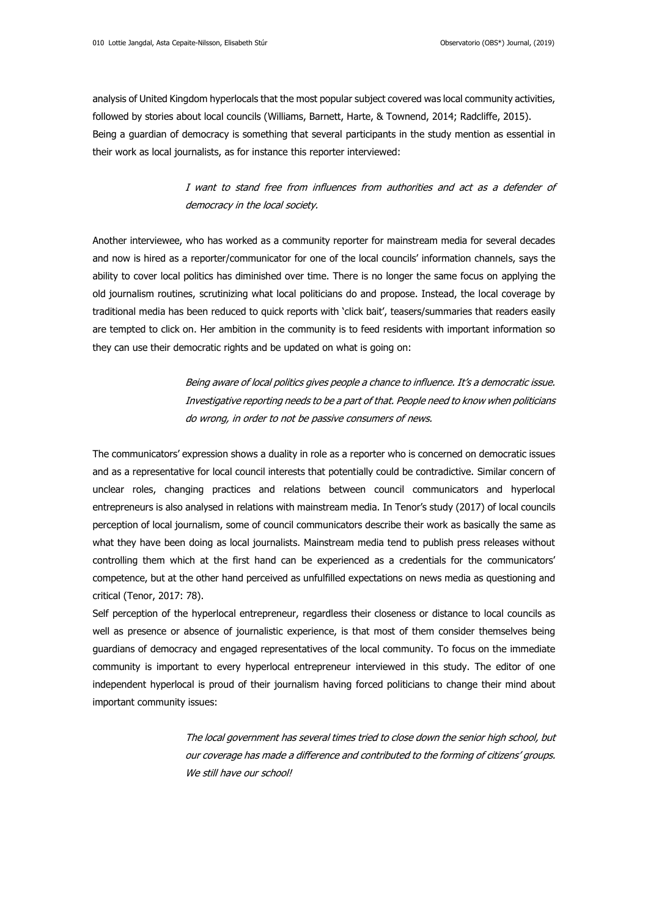analysis of United Kingdom hyperlocals that the most popular subject covered was local community activities, followed by stories about local councils (Williams, Barnett, Harte, & Townend, 2014; Radcliffe, 2015).
Being a guardian of democracy is something that several participants in the study mention as essential in their work as local journalists, as for instance this reporter interviewed:

> *I want to stand free from influences from authorities and act as a defender of democracy in the local society.*

Another interviewee, who has worked as a community reporter for mainstream media for several decades and now is hired as a reporter/communicator for one of the local councils' information channels, says the ability to cover local politics has diminished over time. There is no longer the same focus on applying the old journalism routines, scrutinizing what local politicians do and propose. Instead, the local coverage by traditional media has been reduced to quick reports with 'click bait', teasers/summaries that readers easily are tempted to click on. Her ambition in the community is to feed residents with important information so they can use their democratic rights and be updated on what is going on:

> *Being aware of local politics gives people a chance to influence. It's a democratic issue. Investigative reporting needs to be a part of that. People need to know when politicians do wrong, in order to not be passive consumers of news.*

The communicators' expression shows a duality in role as a reporter who is concerned on democratic issues and as a representative for local council interests that potentially could be contradictive. Similar concern of unclear roles, changing practices and relations between council communicators and hyperlocal entrepreneurs is also analysed in relations with mainstream media. In Tenor's study (2017) of local councils perception of local journalism, some of council communicators describe their work as basically the same as what they have been doing as local journalists. Mainstream media tend to publish press releases without controlling them which at the first hand can be experienced as a credentials for the communicators' competence, but at the other hand perceived as unfulfilled expectations on news media as questioning and critical (Tenor, 2017: 78).
Self perception of the hyperlocal entrepreneur, regardless their closeness or distance to local councils as well as presence or absence of journalistic experience, is that most of them consider themselves being guardians of democracy and engaged representatives of the local community. To focus on the immediate community is important to every hyperlocal entrepreneur interviewed in this study. The editor of one independent hyperlocal is proud of their journalism having forced politicians to change their mind about important community issues:

> *The local government has several times tried to close down the senior high school, but our coverage has made a difference and contributed to the forming of citizens' groups. We still have our school!*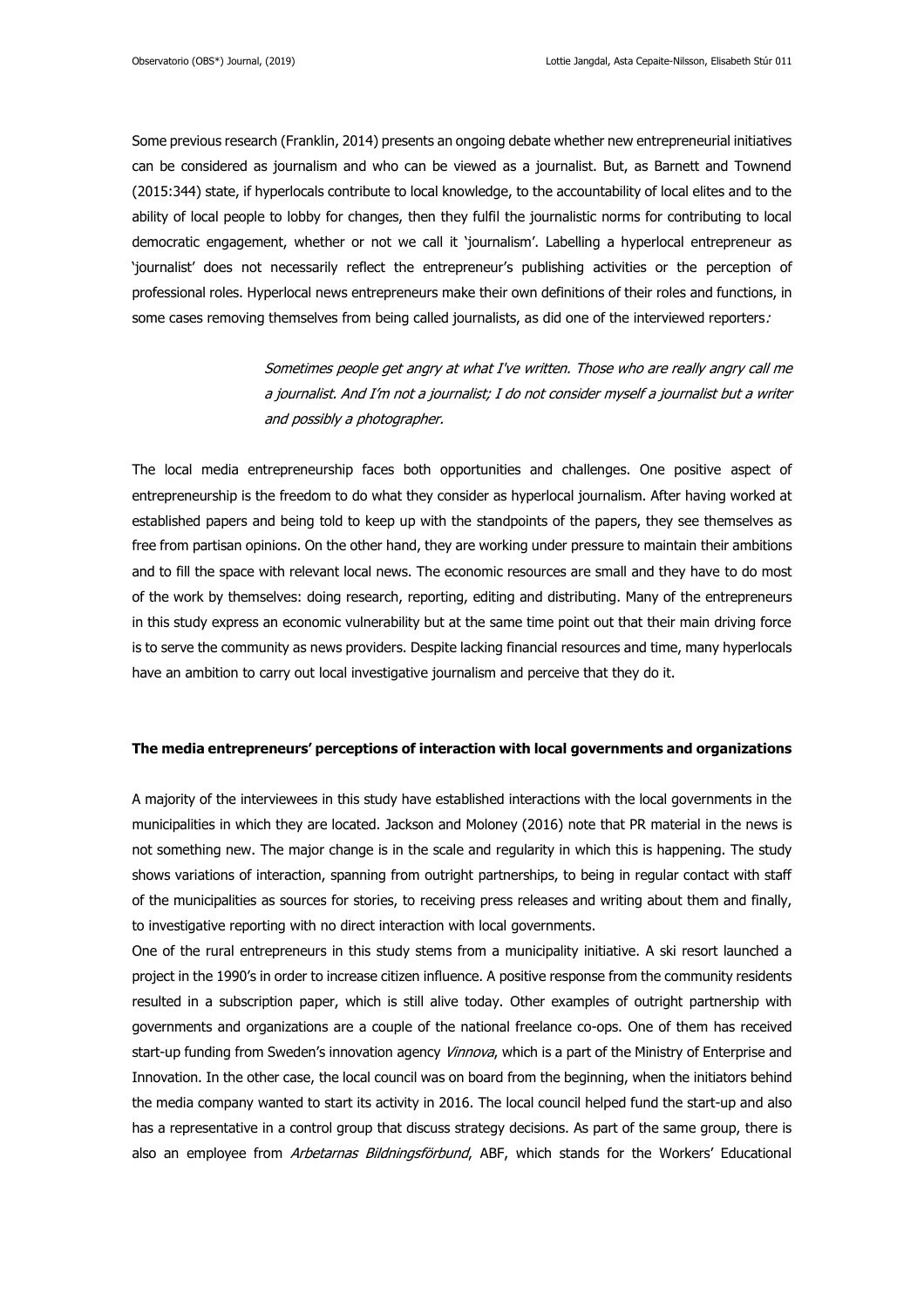Some previous research (Franklin, 2014) presents an ongoing debate whether new entrepreneurial initiatives can be considered as journalism and who can be viewed as a journalist. But, as Barnett and Townend (2015:344) state, if hyperlocals contribute to local knowledge, to the accountability of local elites and to the ability of local people to lobby for changes, then they fulfil the journalistic norms for contributing to local democratic engagement, whether or not we call it 'journalism'. Labelling a hyperlocal entrepreneur as 'journalist' does not necessarily reflect the entrepreneur's publishing activities or the perception of professional roles. Hyperlocal news entrepreneurs make their own definitions of their roles and functions, in some cases removing themselves from being called journalists, as did one of the interviewed reporters:

> *Sometimes people get angry at what I've written. Those who are really angry call me a journalist. And I'm not a journalist; I do not consider myself a journalist but a writer and possibly a photographer.*

The local media entrepreneurship faces both opportunities and challenges. One positive aspect of entrepreneurship is the freedom to do what they consider as hyperlocal journalism. After having worked at established papers and being told to keep up with the standpoints of the papers, they see themselves as free from partisan opinions. On the other hand, they are working under pressure to maintain their ambitions and to fill the space with relevant local news. The economic resources are small and they have to do most of the work by themselves: doing research, reporting, editing and distributing. Many of the entrepreneurs in this study express an economic vulnerability but at the same time point out that their main driving force is to serve the community as news providers. Despite lacking financial resources and time, many hyperlocals have an ambition to carry out local investigative journalism and perceive that they do it.

### The media entrepreneurs' perceptions of interaction with local governments and organizations

A majority of the interviewees in this study have established interactions with the local governments in the municipalities in which they are located. Jackson and Moloney (2016) note that PR material in the news is not something new. The major change is in the scale and regularity in which this is happening. The study shows variations of interaction, spanning from outright partnerships, to being in regular contact with staff of the municipalities as sources for stories, to receiving press releases and writing about them and finally, to investigative reporting with no direct interaction with local governments.

One of the rural entrepreneurs in this study stems from a municipality initiative. A ski resort launched a project in the 1990's in order to increase citizen influence. A positive response from the community residents resulted in a subscription paper, which is still alive today. Other examples of outright partnership with governments and organizations are a couple of the national freelance co-ops. One of them has received start-up funding from Sweden's innovation agency *Vinnova*, which is a part of the Ministry of Enterprise and Innovation. In the other case, the local council was on board from the beginning, when the initiators behind the media company wanted to start its activity in 2016. The local council helped fund the start-up and also has a representative in a control group that discuss strategy decisions. As part of the same group, there is also an employee from *Arbetarnas Bildningsförbund*, ABF, which stands for the Workers' Educational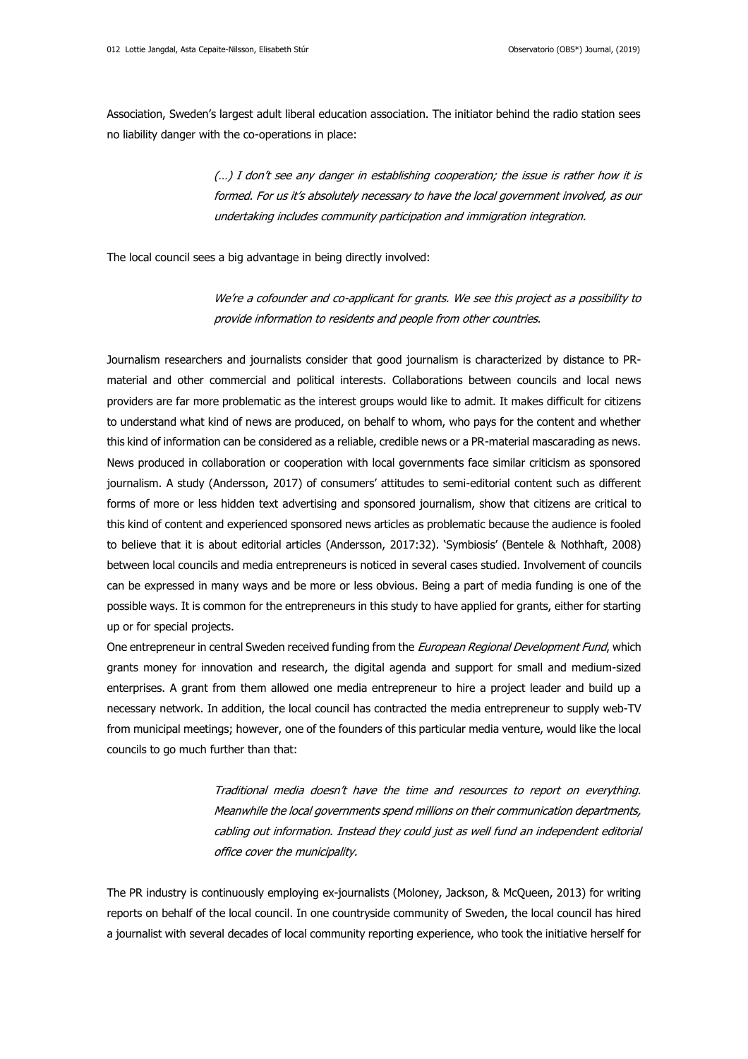Association, Sweden's largest adult liberal education association. The initiator behind the radio station sees no liability danger with the co-operations in place:

> *(…) I don't see any danger in establishing cooperation; the issue is rather how it is formed. For us it's absolutely necessary to have the local government involved, as our undertaking includes community participation and immigration integration.*

The local council sees a big advantage in being directly involved:

> *We're a cofounder and co-applicant for grants. We see this project as a possibility to provide information to residents and people from other countries.*

Journalism researchers and journalists consider that good journalism is characterized by distance to PR-material and other commercial and political interests. Collaborations between councils and local news providers are far more problematic as the interest groups would like to admit. It makes difficult for citizens to understand what kind of news are produced, on behalf to whom, who pays for the content and whether this kind of information can be considered as a reliable, credible news or a PR-material mascarading as news. News produced in collaboration or cooperation with local governments face similar criticism as sponsored journalism. A study (Andersson, 2017) of consumers' attitudes to semi-editorial content such as different forms of more or less hidden text advertising and sponsored journalism, show that citizens are critical to this kind of content and experienced sponsored news articles as problematic because the audience is fooled to believe that it is about editorial articles (Andersson, 2017:32). 'Symbiosis' (Bentele & Nothhaft, 2008) between local councils and media entrepreneurs is noticed in several cases studied. Involvement of councils can be expressed in many ways and be more or less obvious. Being a part of media funding is one of the possible ways. It is common for the entrepreneurs in this study to have applied for grants, either for starting up or for special projects.

One entrepreneur in central Sweden received funding from the *European Regional Development Fund*, which grants money for innovation and research, the digital agenda and support for small and medium-sized enterprises. A grant from them allowed one media entrepreneur to hire a project leader and build up a necessary network. In addition, the local council has contracted the media entrepreneur to supply web-TV from municipal meetings; however, one of the founders of this particular media venture, would like the local councils to go much further than that:

> *Traditional media doesn't have the time and resources to report on everything. Meanwhile the local governments spend millions on their communication departments, cabling out information. Instead they could just as well fund an independent editorial office cover the municipality.*

The PR industry is continuously employing ex-journalists (Moloney, Jackson, & McQueen, 2013) for writing reports on behalf of the local council. In one countryside community of Sweden, the local council has hired a journalist with several decades of local community reporting experience, who took the initiative herself for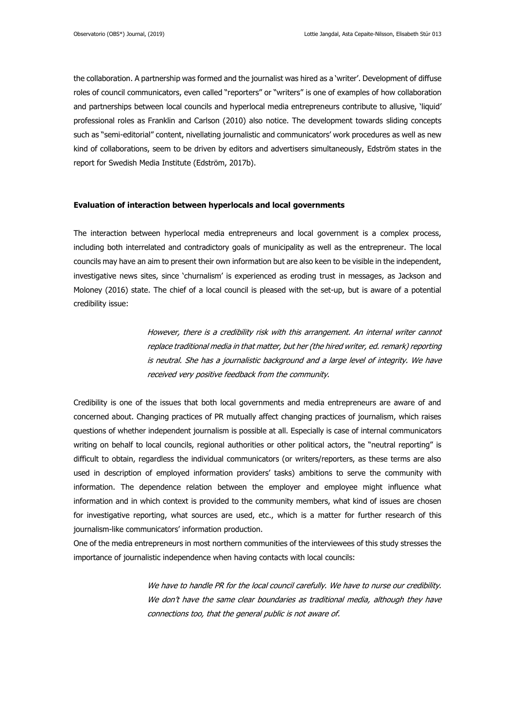the collaboration. A partnership was formed and the journalist was hired as a 'writer'. Development of diffuse roles of council communicators, even called "reporters" or "writers" is one of examples of how collaboration and partnerships between local councils and hyperlocal media entrepreneurs contribute to allusive, 'liquid' professional roles as Franklin and Carlson (2010) also notice. The development towards sliding concepts such as "semi-editorial" content, nivellating journalistic and communicators' work procedures as well as new kind of collaborations, seem to be driven by editors and advertisers simultaneously, Edström states in the report for Swedish Media Institute (Edström, 2017b).

**Evaluation of interaction between hyperlocals and local governments**

The interaction between hyperlocal media entrepreneurs and local government is a complex process, including both interrelated and contradictory goals of municipality as well as the entrepreneur. The local councils may have an aim to present their own information but are also keen to be visible in the independent, investigative news sites, since 'churnalism' is experienced as eroding trust in messages, as Jackson and Moloney (2016) state. The chief of a local council is pleased with the set-up, but is aware of a potential credibility issue:

> *However, there is a credibility risk with this arrangement. An internal writer cannot replace traditional media in that matter, but her (the hired writer, ed. remark) reporting is neutral. She has a journalistic background and a large level of integrity. We have received very positive feedback from the community.*

Credibility is one of the issues that both local governments and media entrepreneurs are aware of and concerned about. Changing practices of PR mutually affect changing practices of journalism, which raises questions of whether independent journalism is possible at all. Especially is case of internal communicators writing on behalf to local councils, regional authorities or other political actors, the "neutral reporting" is difficult to obtain, regardless the individual communicators (or writers/reporters, as these terms are also used in description of employed information providers' tasks) ambitions to serve the community with information. The dependence relation between the employer and employee might influence what information and in which context is provided to the community members, what kind of issues are chosen for investigative reporting, what sources are used, etc., which is a matter for further research of this journalism-like communicators' information production.

One of the media entrepreneurs in most northern communities of the interviewees of this study stresses the importance of journalistic independence when having contacts with local councils:

> *We have to handle PR for the local council carefully. We have to nurse our credibility. We don't have the same clear boundaries as traditional media, although they have connections too, that the general public is not aware of.*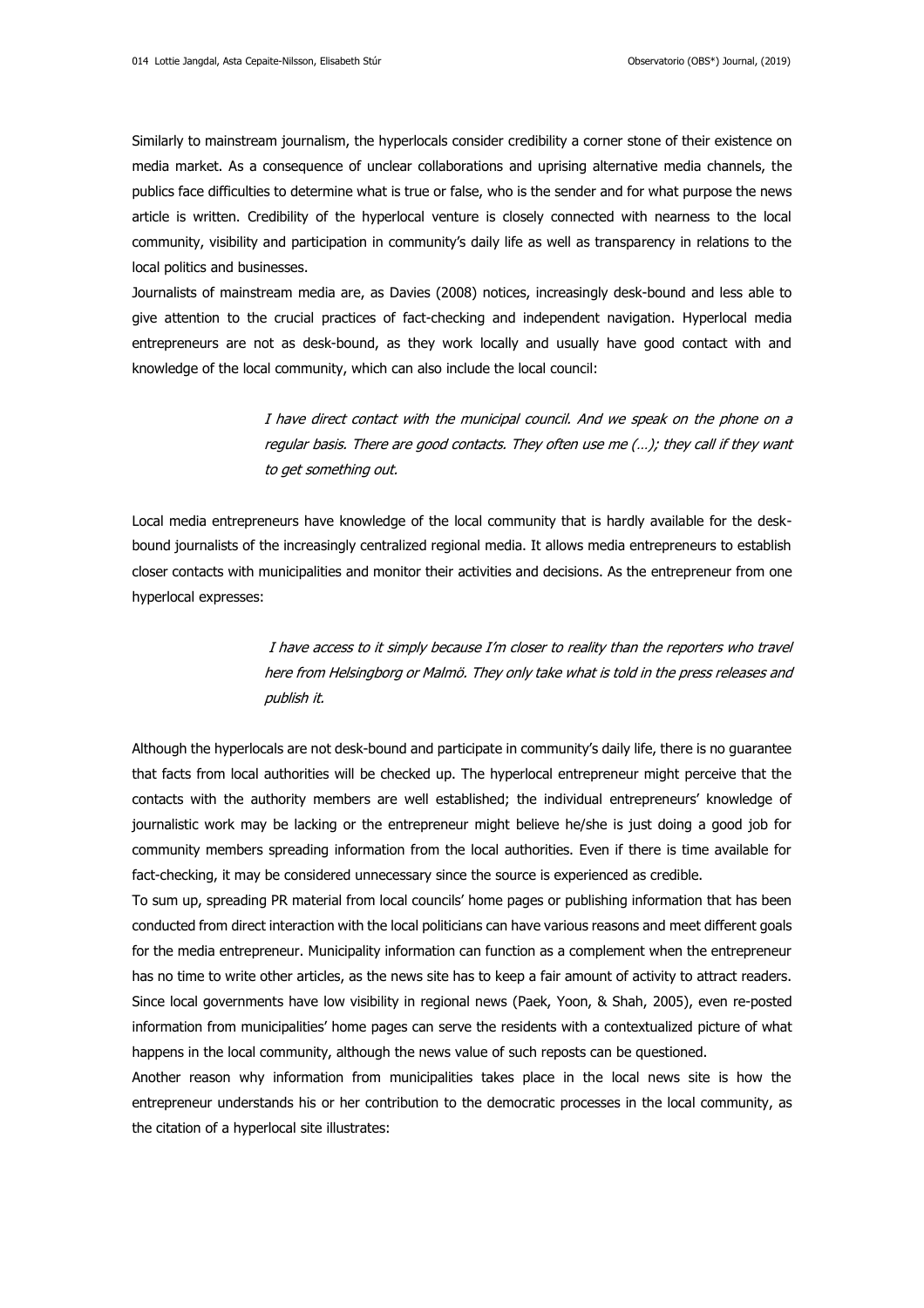Similarly to mainstream journalism, the hyperlocals consider credibility a corner stone of their existence on media market. As a consequence of unclear collaborations and uprising alternative media channels, the publics face difficulties to determine what is true or false, who is the sender and for what purpose the news article is written. Credibility of the hyperlocal venture is closely connected with nearness to the local community, visibility and participation in community's daily life as well as transparency in relations to the local politics and businesses.

Journalists of mainstream media are, as Davies (2008) notices, increasingly desk-bound and less able to give attention to the crucial practices of fact-checking and independent navigation. Hyperlocal media entrepreneurs are not as desk-bound, as they work locally and usually have good contact with and knowledge of the local community, which can also include the local council:

> *I have direct contact with the municipal council. And we speak on the phone on a regular basis. There are good contacts. They often use me (…); they call if they want to get something out.*

Local media entrepreneurs have knowledge of the local community that is hardly available for the desk-bound journalists of the increasingly centralized regional media. It allows media entrepreneurs to establish closer contacts with municipalities and monitor their activities and decisions. As the entrepreneur from one hyperlocal expresses:

> *I have access to it simply because I'm closer to reality than the reporters who travel here from Helsingborg or Malmö. They only take what is told in the press releases and publish it.*

Although the hyperlocals are not desk-bound and participate in community's daily life, there is no guarantee that facts from local authorities will be checked up. The hyperlocal entrepreneur might perceive that the contacts with the authority members are well established; the individual entrepreneurs' knowledge of journalistic work may be lacking or the entrepreneur might believe he/she is just doing a good job for community members spreading information from the local authorities. Even if there is time available for fact-checking, it may be considered unnecessary since the source is experienced as credible.

To sum up, spreading PR material from local councils' home pages or publishing information that has been conducted from direct interaction with the local politicians can have various reasons and meet different goals for the media entrepreneur. Municipality information can function as a complement when the entrepreneur has no time to write other articles, as the news site has to keep a fair amount of activity to attract readers. Since local governments have low visibility in regional news (Paek, Yoon, & Shah, 2005), even re-posted information from municipalities' home pages can serve the residents with a contextualized picture of what happens in the local community, although the news value of such reposts can be questioned.

Another reason why information from municipalities takes place in the local news site is how the entrepreneur understands his or her contribution to the democratic processes in the local community, as the citation of a hyperlocal site illustrates: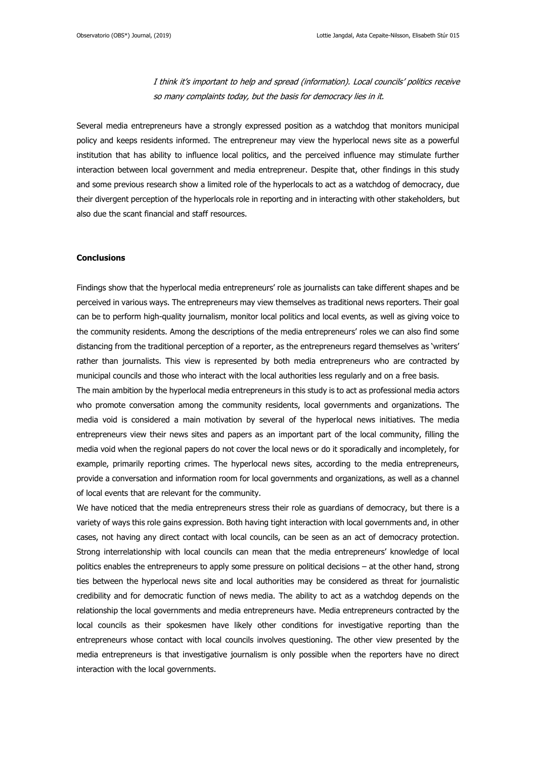> *I think it's important to help and spread (information). Local councils' politics receive so many complaints today, but the basis for democracy lies in it.*

Several media entrepreneurs have a strongly expressed position as a watchdog that monitors municipal policy and keeps residents informed. The entrepreneur may view the hyperlocal news site as a powerful institution that has ability to influence local politics, and the perceived influence may stimulate further interaction between local government and media entrepreneur. Despite that, other findings in this study and some previous research show a limited role of the hyperlocals to act as a watchdog of democracy, due their divergent perception of the hyperlocals role in reporting and in interacting with other stakeholders, but also due the scant financial and staff resources.

**Conclusions**

Findings show that the hyperlocal media entrepreneurs' role as journalists can take different shapes and be perceived in various ways. The entrepreneurs may view themselves as traditional news reporters. Their goal can be to perform high-quality journalism, monitor local politics and local events, as well as giving voice to the community residents. Among the descriptions of the media entrepreneurs' roles we can also find some distancing from the traditional perception of a reporter, as the entrepreneurs regard themselves as 'writers' rather than journalists. This view is represented by both media entrepreneurs who are contracted by municipal councils and those who interact with the local authorities less regularly and on a free basis.

The main ambition by the hyperlocal media entrepreneurs in this study is to act as professional media actors who promote conversation among the community residents, local governments and organizations. The media void is considered a main motivation by several of the hyperlocal news initiatives. The media entrepreneurs view their news sites and papers as an important part of the local community, filling the media void when the regional papers do not cover the local news or do it sporadically and incompletely, for example, primarily reporting crimes. The hyperlocal news sites, according to the media entrepreneurs, provide a conversation and information room for local governments and organizations, as well as a channel of local events that are relevant for the community.

We have noticed that the media entrepreneurs stress their role as guardians of democracy, but there is a variety of ways this role gains expression. Both having tight interaction with local governments and, in other cases, not having any direct contact with local councils, can be seen as an act of democracy protection. Strong interrelationship with local councils can mean that the media entrepreneurs' knowledge of local politics enables the entrepreneurs to apply some pressure on political decisions – at the other hand, strong ties between the hyperlocal news site and local authorities may be considered as threat for journalistic credibility and for democratic function of news media. The ability to act as a watchdog depends on the relationship the local governments and media entrepreneurs have. Media entrepreneurs contracted by the local councils as their spokesmen have likely other conditions for investigative reporting than the entrepreneurs whose contact with local councils involves questioning. The other view presented by the media entrepreneurs is that investigative journalism is only possible when the reporters have no direct interaction with the local governments.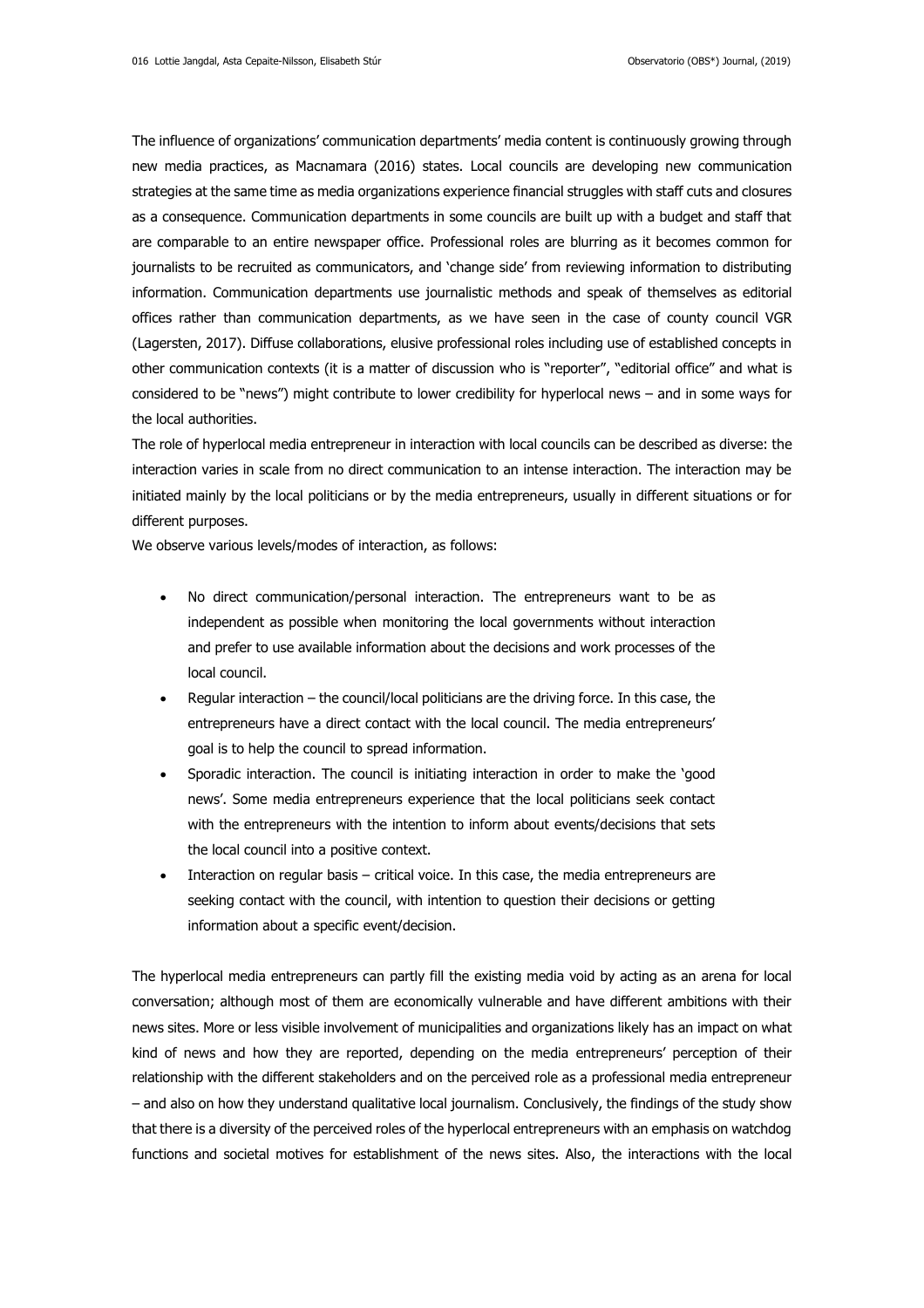The influence of organizations' communication departments' media content is continuously growing through new media practices, as Macnamara (2016) states. Local councils are developing new communication strategies at the same time as media organizations experience financial struggles with staff cuts and closures as a consequence. Communication departments in some councils are built up with a budget and staff that are comparable to an entire newspaper office. Professional roles are blurring as it becomes common for journalists to be recruited as communicators, and 'change side' from reviewing information to distributing information. Communication departments use journalistic methods and speak of themselves as editorial offices rather than communication departments, as we have seen in the case of county council VGR (Lagersten, 2017). Diffuse collaborations, elusive professional roles including use of established concepts in other communication contexts (it is a matter of discussion who is "reporter", "editorial office" and what is considered to be "news") might contribute to lower credibility for hyperlocal news – and in some ways for the local authorities.

The role of hyperlocal media entrepreneur in interaction with local councils can be described as diverse: the interaction varies in scale from no direct communication to an intense interaction. The interaction may be initiated mainly by the local politicians or by the media entrepreneurs, usually in different situations or for different purposes.

We observe various levels/modes of interaction, as follows:

- No direct communication/personal interaction. The entrepreneurs want to be as independent as possible when monitoring the local governments without interaction and prefer to use available information about the decisions and work processes of the local council.
- Regular interaction – the council/local politicians are the driving force. In this case, the entrepreneurs have a direct contact with the local council. The media entrepreneurs' goal is to help the council to spread information.
- Sporadic interaction. The council is initiating interaction in order to make the 'good news'. Some media entrepreneurs experience that the local politicians seek contact with the entrepreneurs with the intention to inform about events/decisions that sets the local council into a positive context.
- Interaction on regular basis – critical voice. In this case, the media entrepreneurs are seeking contact with the council, with intention to question their decisions or getting information about a specific event/decision.

The hyperlocal media entrepreneurs can partly fill the existing media void by acting as an arena for local conversation; although most of them are economically vulnerable and have different ambitions with their news sites. More or less visible involvement of municipalities and organizations likely has an impact on what kind of news and how they are reported, depending on the media entrepreneurs' perception of their relationship with the different stakeholders and on the perceived role as a professional media entrepreneur – and also on how they understand qualitative local journalism. Conclusively, the findings of the study show that there is a diversity of the perceived roles of the hyperlocal entrepreneurs with an emphasis on watchdog functions and societal motives for establishment of the news sites. Also, the interactions with the local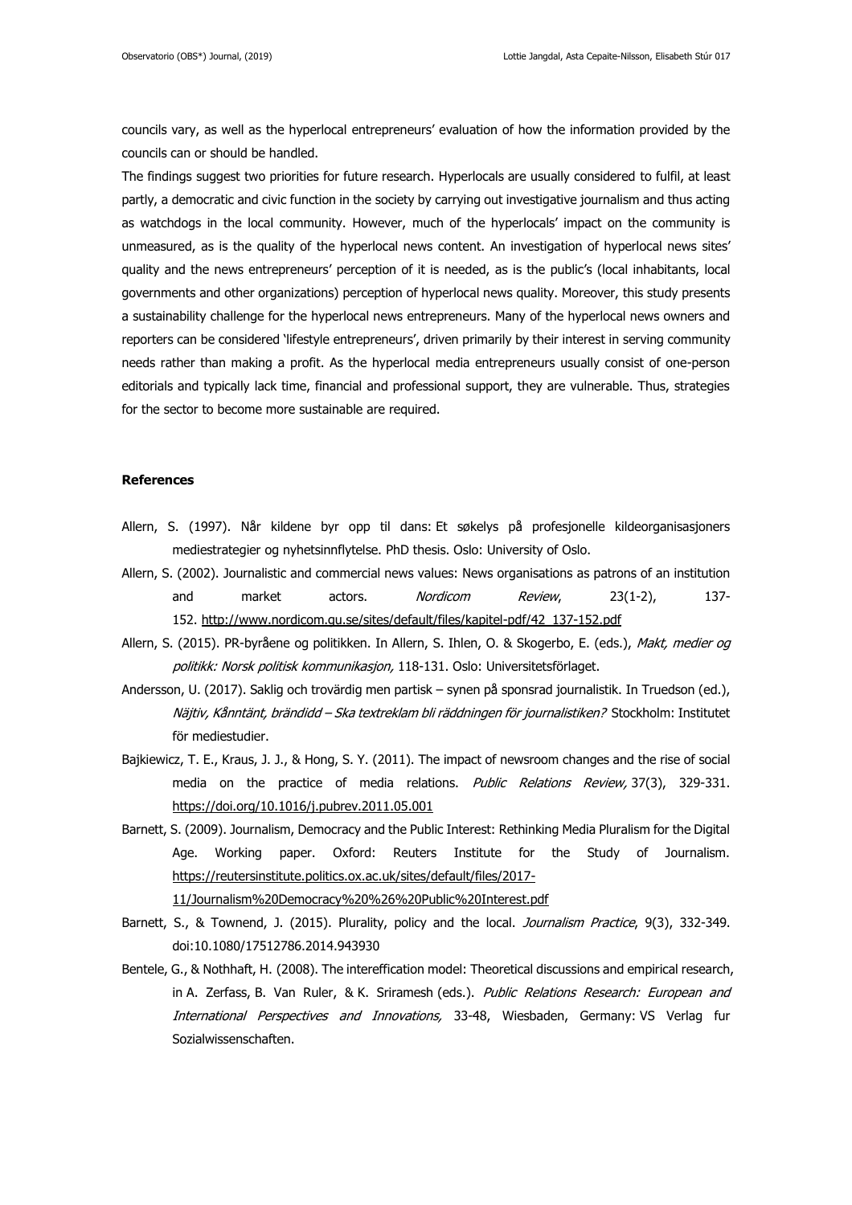councils vary, as well as the hyperlocal entrepreneurs' evaluation of how the information provided by the councils can or should be handled.

The findings suggest two priorities for future research. Hyperlocals are usually considered to fulfil, at least partly, a democratic and civic function in the society by carrying out investigative journalism and thus acting as watchdogs in the local community. However, much of the hyperlocals' impact on the community is unmeasured, as is the quality of the hyperlocal news content. An investigation of hyperlocal news sites' quality and the news entrepreneurs' perception of it is needed, as is the public's (local inhabitants, local governments and other organizations) perception of hyperlocal news quality. Moreover, this study presents a sustainability challenge for the hyperlocal news entrepreneurs. Many of the hyperlocal news owners and reporters can be considered 'lifestyle entrepreneurs', driven primarily by their interest in serving community needs rather than making a profit. As the hyperlocal media entrepreneurs usually consist of one-person editorials and typically lack time, financial and professional support, they are vulnerable. Thus, strategies for the sector to become more sustainable are required.

**References**

Allern, S. (1997). Når kildene byr opp til dans: Et søkelys på profesjonelle kildeorganisasjoners mediestrategier og nyhetsinnflytelse. PhD thesis. Oslo: University of Oslo.

Allern, S. (2002). Journalistic and commercial news values: News organisations as patrons of an institution and market actors. *Nordicom Review*, 23(1-2), 137-152. http://www.nordicom.gu.se/sites/default/files/kapitel-pdf/42_137-152.pdf

Allern, S. (2015). PR-byråene og politikken. In Allern, S. Ihlen, O. & Skogerbo, E. (eds.), *Makt, medier og politikk: Norsk politisk kommunikasjon,* 118-131. Oslo: Universitetsförlaget.

Andersson, U. (2017). Saklig och trovärdig men partisk – synen på sponsrad journalistik. In Truedson (ed.), *Näjtiv, Kånntänt, brändidd – Ska textreklam bli räddningen för journalistiken?* Stockholm: Institutet för mediestudier.

Bajkiewicz, T. E., Kraus, J. J., & Hong, S. Y. (2011). The impact of newsroom changes and the rise of social media on the practice of media relations. *Public Relations Review,* 37(3), 329-331. https://doi.org/10.1016/j.pubrev.2011.05.001

Barnett, S. (2009). Journalism, Democracy and the Public Interest: Rethinking Media Pluralism for the Digital Age. Working paper. Oxford: Reuters Institute for the Study of Journalism. https://reutersinstitute.politics.ox.ac.uk/sites/default/files/2017-11/Journalism%20Democracy%20%26%20Public%20Interest.pdf

Barnett, S., & Townend, J. (2015). Plurality, policy and the local. *Journalism Practice*, 9(3), 332-349. doi:10.1080/17512786.2014.943930

Bentele, G., & Nothhaft, H. (2008). The intereffication model: Theoretical discussions and empirical research, in A. Zerfass, B. Van Ruler, & K. Sriramesh (eds.). *Public Relations Research: European and International Perspectives and Innovations,* 33-48, Wiesbaden, Germany: VS Verlag fur Sozialwissenschaften.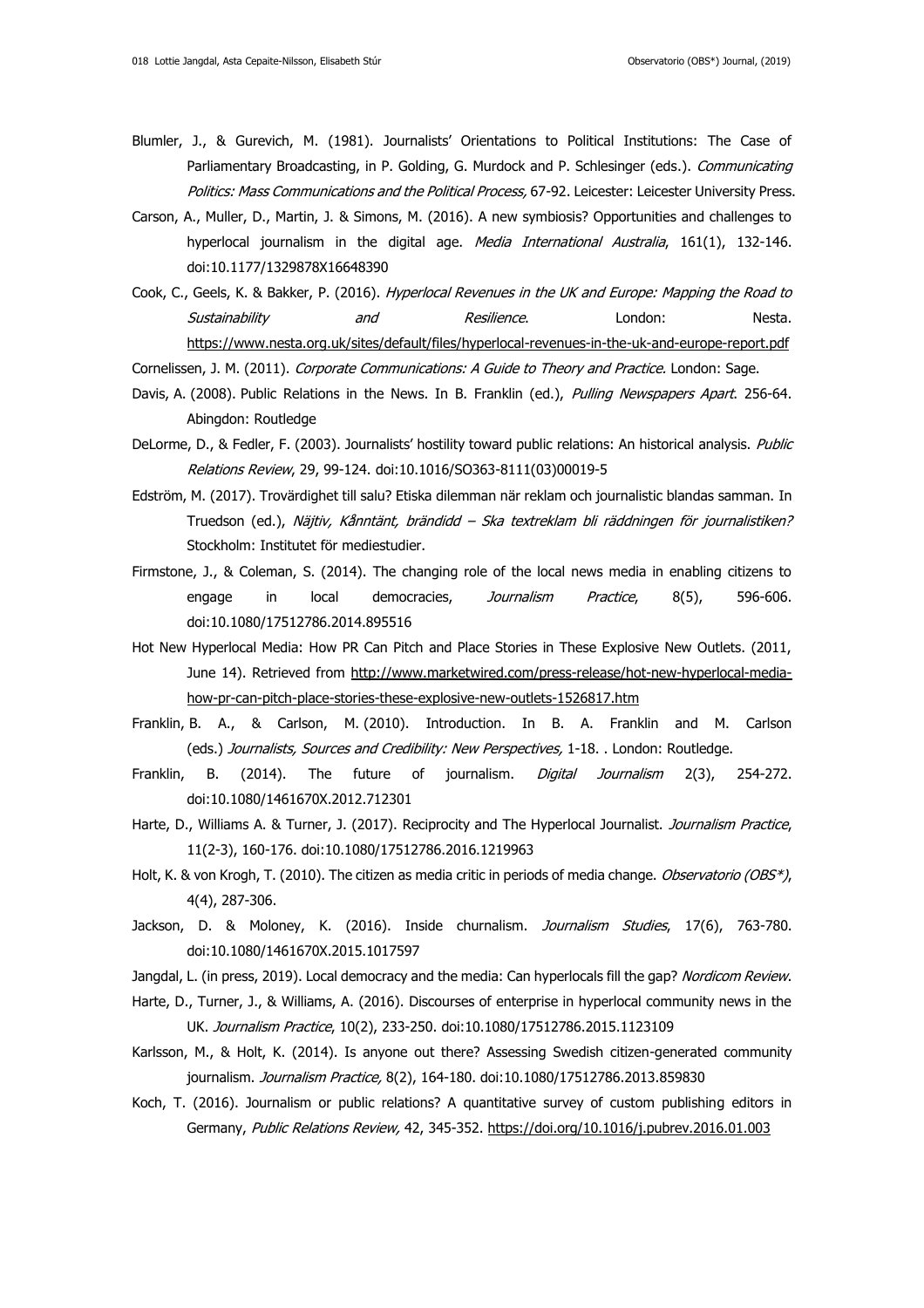Blumler, J., & Gurevich, M. (1981). Journalists' Orientations to Political Institutions: The Case of Parliamentary Broadcasting, in P. Golding, G. Murdock and P. Schlesinger (eds.). *Communicating Politics: Mass Communications and the Political Process,* 67-92. Leicester: Leicester University Press.

Carson, A., Muller, D., Martin, J. & Simons, M. (2016). A new symbiosis? Opportunities and challenges to hyperlocal journalism in the digital age. *Media International Australia*, 161(1), 132-146. doi:10.1177/1329878X16648390

Cook, C., Geels, K. & Bakker, P. (2016). *Hyperlocal Revenues in the UK and Europe: Mapping the Road to Sustainability and Resilience*. London: Nesta. https://www.nesta.org.uk/sites/default/files/hyperlocal-revenues-in-the-uk-and-europe-report.pdf

Cornelissen, J. M. (2011). *Corporate Communications: A Guide to Theory and Practice*. London: Sage.

Davis, A. (2008). Public Relations in the News. In B. Franklin (ed.), *Pulling Newspapers Apart*. 256-64. Abingdon: Routledge

DeLorme, D., & Fedler, F. (2003). Journalists' hostility toward public relations: An historical analysis. *Public Relations Review*, 29, 99-124. doi:10.1016/SO363-8111(03)00019-5

Edström, M. (2017). Trovärdighet till salu? Etiska dilemman när reklam och journalistic blandas samman. In Truedson (ed.), *Näjtiv, Kånntänt, brändidd – Ska textreklam bli räddningen för journalistiken?* Stockholm: Institutet för mediestudier.

Firmstone, J., & Coleman, S. (2014). The changing role of the local news media in enabling citizens to engage in local democracies, *Journalism Practice*, 8(5), 596-606. doi:10.1080/17512786.2014.895516

Hot New Hyperlocal Media: How PR Can Pitch and Place Stories in These Explosive New Outlets. (2011, June 14). Retrieved from http://www.marketwired.com/press-release/hot-new-hyperlocal-media-how-pr-can-pitch-place-stories-these-explosive-new-outlets-1526817.htm

Franklin, B. A., & Carlson, M. (2010). Introduction. In B. A. Franklin and M. Carlson (eds.) *Journalists, Sources and Credibility: New Perspectives,* 1-18. . London: Routledge.

Franklin, B. (2014). The future of journalism. *Digital Journalism* 2(3), 254-272. doi:10.1080/1461670X.2012.712301

Harte, D., Williams A. & Turner, J. (2017). Reciprocity and The Hyperlocal Journalist. *Journalism Practice*, 11(2-3), 160-176. doi:10.1080/17512786.2016.1219963

Holt, K. & von Krogh, T. (2010). The citizen as media critic in periods of media change. *Observatorio (OBS\*)*, 4(4), 287-306.

Jackson, D. & Moloney, K. (2016). Inside churnalism. *Journalism Studies*, 17(6), 763-780. doi:10.1080/1461670X.2015.1017597

Jangdal, L. (in press, 2019). Local democracy and the media: Can hyperlocals fill the gap? *Nordicom Review*.

Harte, D., Turner, J., & Williams, A. (2016). Discourses of enterprise in hyperlocal community news in the UK. *Journalism Practice*, 10(2), 233-250. doi:10.1080/17512786.2015.1123109

Karlsson, M., & Holt, K. (2014). Is anyone out there? Assessing Swedish citizen-generated community journalism. *Journalism Practice,* 8(2), 164-180. doi:10.1080/17512786.2013.859830

Koch, T. (2016). Journalism or public relations? A quantitative survey of custom publishing editors in Germany, *Public Relations Review,* 42, 345-352. https://doi.org/10.1016/j.pubrev.2016.01.003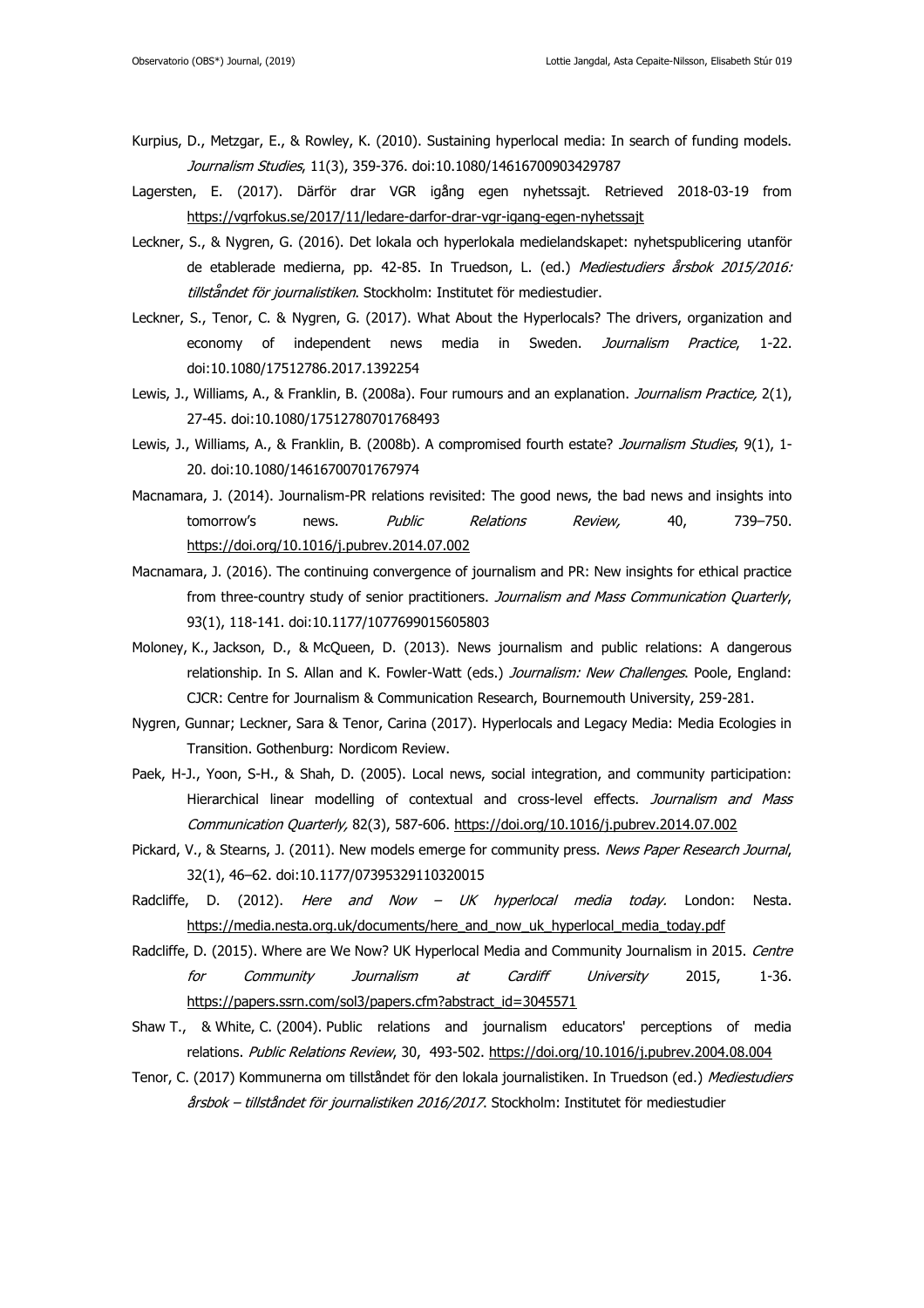Kurpius, D., Metzgar, E., & Rowley, K. (2010). Sustaining hyperlocal media: In search of funding models. *Journalism Studies*, 11(3), 359-376. doi:10.1080/14616700903429787

Lagersten, E. (2017). Därför drar VGR igång egen nyhetssajt. Retrieved 2018-03-19 from https://vgrfokus.se/2017/11/ledare-darfor-drar-vgr-igang-egen-nyhetssajt

Leckner, S., & Nygren, G. (2016). Det lokala och hyperlokala medielandskapet: nyhetspublicering utanför de etablerade medierna, pp. 42-85. In Truedson, L. (ed.) *Mediestudiers årsbok 2015/2016: tillståndet för journalistiken*. Stockholm: Institutet för mediestudier.

Leckner, S., Tenor, C. & Nygren, G. (2017). What About the Hyperlocals? The drivers, organization and economy of independent news media in Sweden. *Journalism Practice*, 1-22. doi:10.1080/17512786.2017.1392254

Lewis, J., Williams, A., & Franklin, B. (2008a). Four rumours and an explanation. *Journalism Practice,* 2(1), 27-45. doi:10.1080/17512780701768493

Lewis, J., Williams, A., & Franklin, B. (2008b). A compromised fourth estate? *Journalism Studies*, 9(1), 1-20. doi:10.1080/14616700701767974

Macnamara, J. (2014). Journalism-PR relations revisited: The good news, the bad news and insights into tomorrow's news. *Public Relations Review,* 40, 739–750. https://doi.org/10.1016/j.pubrev.2014.07.002

Macnamara, J. (2016). The continuing convergence of journalism and PR: New insights for ethical practice from three-country study of senior practitioners. *Journalism and Mass Communication Quarterly*, 93(1), 118-141. doi:10.1177/1077699015605803

Moloney, K., Jackson, D., & McQueen, D. (2013). News journalism and public relations: A dangerous relationship. In S. Allan and K. Fowler-Watt (eds.) *Journalism: New Challenges*. Poole, England: CJCR: Centre for Journalism & Communication Research, Bournemouth University, 259-281.

Nygren, Gunnar; Leckner, Sara & Tenor, Carina (2017). Hyperlocals and Legacy Media: Media Ecologies in Transition. Gothenburg: Nordicom Review.

Paek, H-J., Yoon, S-H., & Shah, D. (2005). Local news, social integration, and community participation: Hierarchical linear modelling of contextual and cross-level effects. *Journalism and Mass Communication Quarterly,* 82(3), 587-606. https://doi.org/10.1016/j.pubrev.2014.07.002

Pickard, V., & Stearns, J. (2011). New models emerge for community press. *News Paper Research Journal*, 32(1), 46–62. doi:10.1177/07395329110320015

Radcliffe, D. (2012). *Here and Now – UK hyperlocal media today.* London: Nesta. https://media.nesta.org.uk/documents/here_and_now_uk_hyperlocal_media_today.pdf

Radcliffe, D. (2015). Where are We Now? UK Hyperlocal Media and Community Journalism in 2015. *Centre for Community Journalism at Cardiff University* 2015, 1-36. https://papers.ssrn.com/sol3/papers.cfm?abstract_id=3045571

Shaw T., & White, C. (2004). Public relations and journalism educators' perceptions of media relations. *Public Relations Review*, 30, 493-502. https://doi.org/10.1016/j.pubrev.2004.08.004

Tenor, C. (2017) Kommunerna om tillståndet för den lokala journalistiken. In Truedson (ed.) *Mediestudiers årsbok – tillståndet för journalistiken 2016/2017*. Stockholm: Institutet för mediestudier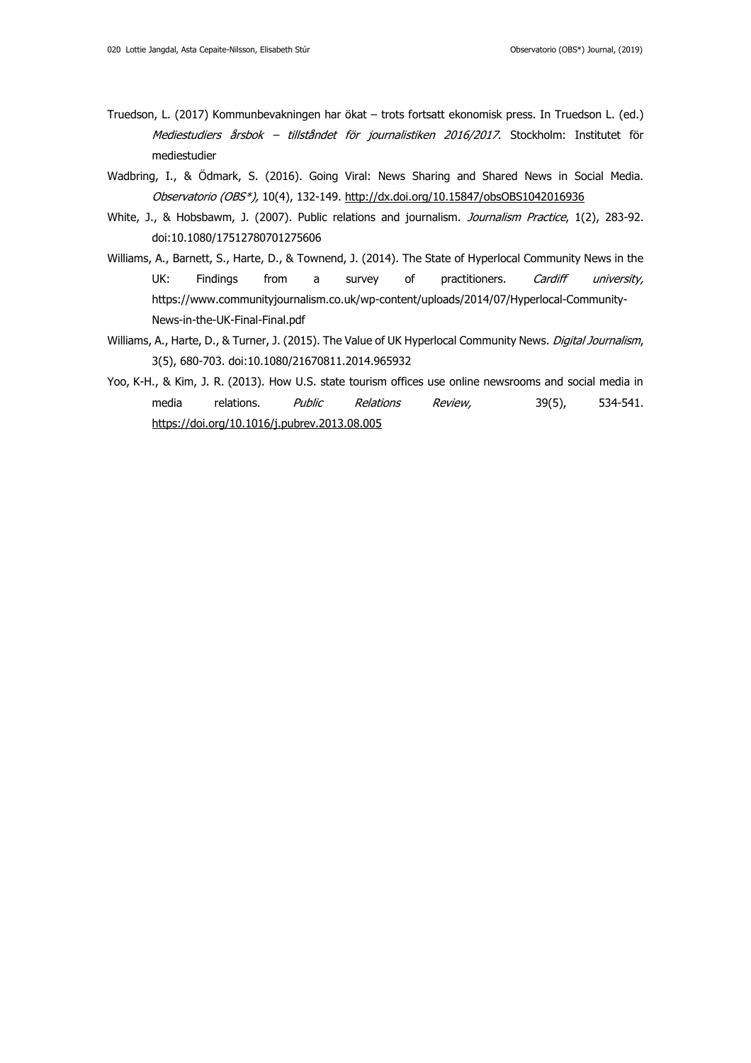Truedson, L. (2017) Kommunbevakningen har ökat – trots fortsatt ekonomisk press. In Truedson L. (ed.) *Mediestudiers årsbok – tillståndet för journalistiken 2016/2017*. Stockholm: Institutet för mediestudier

Wadbring, I., & Ödmark, S. (2016). Going Viral: News Sharing and Shared News in Social Media. *Observatorio (OBS*),* 10(4), 132-149. http://dx.doi.org/10.15847/obsOBS1042016936

White, J., & Hobsbawm, J. (2007). Public relations and journalism. *Journalism Practice*, 1(2), 283-92. doi:10.1080/17512780701275606

Williams, A., Barnett, S., Harte, D., & Townend, J. (2014). The State of Hyperlocal Community News in the UK: Findings from a survey of practitioners. *Cardiff university,* https://www.communityjournalism.co.uk/wp-content/uploads/2014/07/Hyperlocal-Community-News-in-the-UK-Final-Final.pdf

Williams, A., Harte, D., & Turner, J. (2015). The Value of UK Hyperlocal Community News. *Digital Journalism*, 3(5), 680-703. doi:10.1080/21670811.2014.965932

Yoo, K-H., & Kim, J. R. (2013). How U.S. state tourism offices use online newsrooms and social media in media relations. *Public Relations Review,* 39(5), 534-541. https://doi.org/10.1016/j.pubrev.2013.08.005